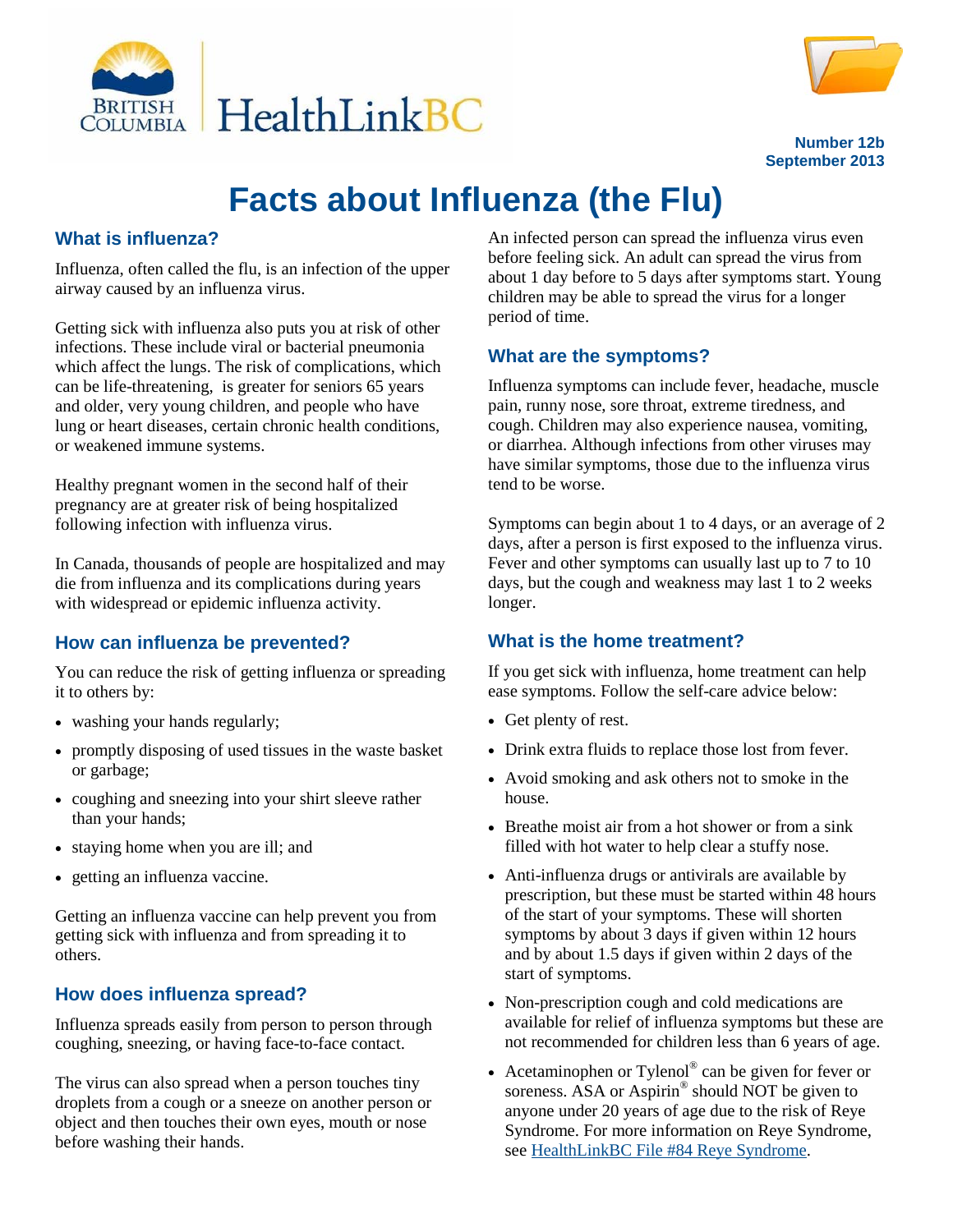Number 12b
September 2013

# Facts about Influenza (the Flu)

## What is influenza?

Influenza, often called the flu, is an infection of the upper airway caused by an influenza virus.

Getting sick with influenza also puts you at risk of other infections. These include viral or bacterial pneumonia which affect the lungs. The risk of complications, which can be life-threatening, is greater for seniors 65 years and older, very young children, and people who have lung or heart diseases, certain chronic health conditions, or weakened immune systems.

Healthy pregnant women in the second half of their pregnancy are at greater risk of being hospitalized following infection with influenza virus.

In Canada, thousands of people are hospitalized and may die from influenza and its complications during years with widespread or epidemic influenza activity.

## How can influenza be prevented?

You can reduce the risk of getting influenza or spreading it to others by:

- washing your hands regularly;
- promptly disposing of used tissues in the waste basket or garbage;
- coughing and sneezing into your shirt sleeve rather than your hands;
- staying home when you are ill; and
- getting an influenza vaccine.

Getting an influenza vaccine can help prevent you from getting sick with influenza and from spreading it to others.

## How does influenza spread?

Influenza spreads easily from person to person through coughing, sneezing, or having face-to-face contact.

The virus can also spread when a person touches tiny droplets from a cough or a sneeze on another person or object and then touches their own eyes, mouth or nose before washing their hands.

An infected person can spread the influenza virus even before feeling sick. An adult can spread the virus from about 1 day before to 5 days after symptoms start. Young children may be able to spread the virus for a longer period of time.

## What are the symptoms?

Influenza symptoms can include fever, headache, muscle pain, runny nose, sore throat, extreme tiredness, and cough. Children may also experience nausea, vomiting, or diarrhea. Although infections from other viruses may have similar symptoms, those due to the influenza virus tend to be worse.

Symptoms can begin about 1 to 4 days, or an average of 2 days, after a person is first exposed to the influenza virus. Fever and other symptoms can usually last up to 7 to 10 days, but the cough and weakness may last 1 to 2 weeks longer.

## What is the home treatment?

If you get sick with influenza, home treatment can help ease symptoms. Follow the self-care advice below:

- Get plenty of rest.
- Drink extra fluids to replace those lost from fever.
- Avoid smoking and ask others not to smoke in the house.
- Breathe moist air from a hot shower or from a sink filled with hot water to help clear a stuffy nose.
- Anti-influenza drugs or antivirals are available by prescription, but these must be started within 48 hours of the start of your symptoms. These will shorten symptoms by about 3 days if given within 12 hours and by about 1.5 days if given within 2 days of the start of symptoms.
- Non-prescription cough and cold medications are available for relief of influenza symptoms but these are not recommended for children less than 6 years of age.
- Acetaminophen or Tylenol® can be given for fever or soreness. ASA or Aspirin® should NOT be given to anyone under 20 years of age due to the risk of Reye Syndrome. For more information on Reye Syndrome, see [HealthLinkBC File #84 Reye Syndrome](HealthLinkBC File #84 Reye Syndrome).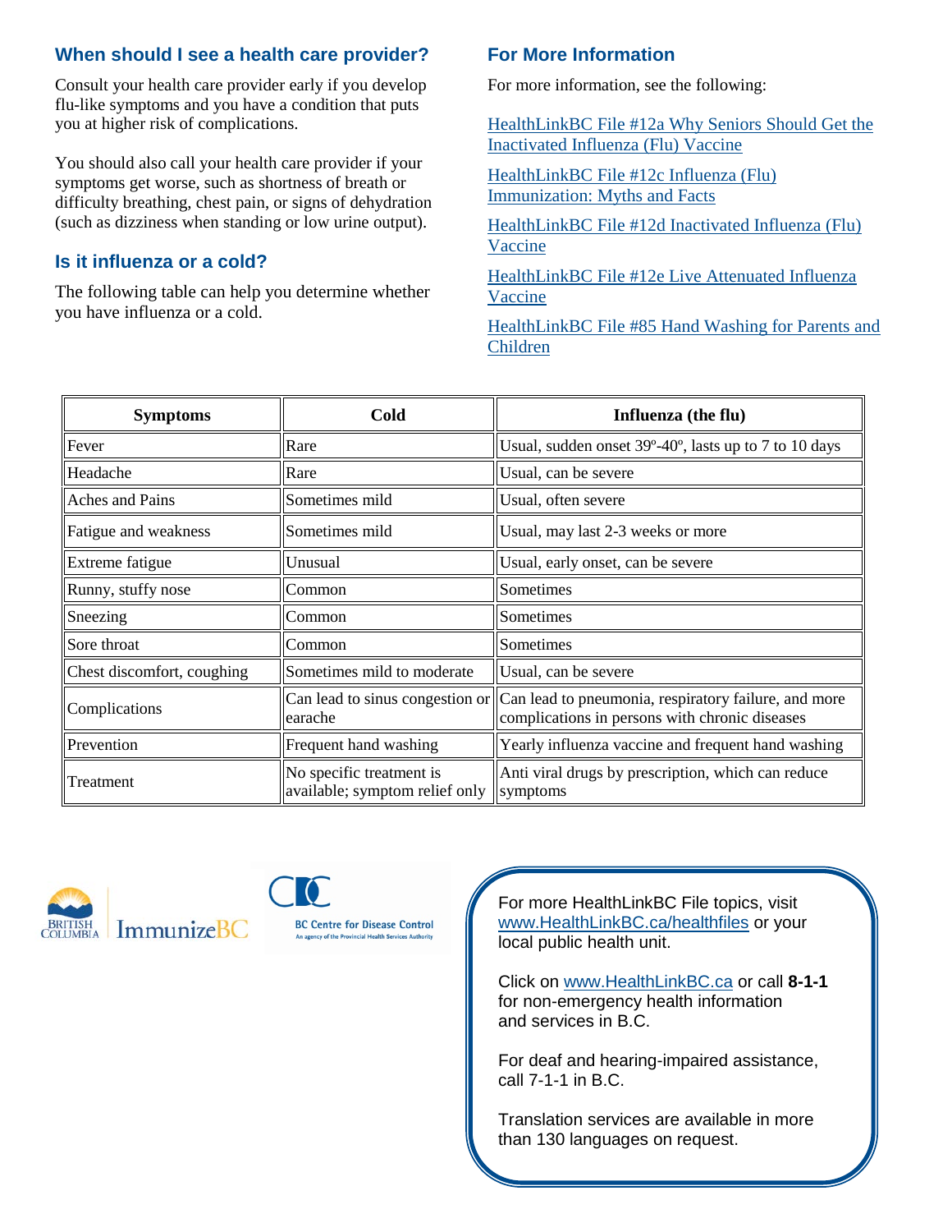## When should I see a health care provider?

Consult your health care provider early if you develop flu-like symptoms and you have a condition that puts you at higher risk of complications.

You should also call your health care provider if your symptoms get worse, such as shortness of breath or difficulty breathing, chest pain, or signs of dehydration (such as dizziness when standing or low urine output).

## Is it influenza or a cold?

The following table can help you determine whether you have influenza or a cold.

## For More Information

For more information, see the following:

HealthLinkBC File #12a Why Seniors Should Get the Inactivated Influenza (Flu) Vaccine

HealthLinkBC File #12c Influenza (Flu) Immunization: Myths and Facts

HealthLinkBC File #12d Inactivated Influenza (Flu) Vaccine

HealthLinkBC File #12e Live Attenuated Influenza Vaccine

HealthLinkBC File #85 Hand Washing for Parents and Children

| Symptoms | Cold | Influenza (the flu) |
|---|---|---|
| Fever | Rare | Usual, sudden onset 39º-40º, lasts up to 7 to 10 days |
| Headache | Rare | Usual, can be severe |
| Aches and Pains | Sometimes mild | Usual, often severe |
| Fatigue and weakness | Sometimes mild | Usual, may last 2-3 weeks or more |
| Extreme fatigue | Unusual | Usual, early onset, can be severe |
| Runny, stuffy nose | Common | Sometimes |
| Sneezing | Common | Sometimes |
| Sore throat | Common | Sometimes |
| Chest discomfort, coughing | Sometimes mild to moderate | Usual, can be severe |
| Complications | Can lead to sinus congestion or earache | Can lead to pneumonia, respiratory failure, and more complications in persons with chronic diseases |
| Prevention | Frequent hand washing | Yearly influenza vaccine and frequent hand washing |
| Treatment | No specific treatment is available; symptom relief only | Anti viral drugs by prescription, which can reduce symptoms |

For more HealthLinkBC File topics, visit www.HealthLinkBC.ca/healthfiles or your local public health unit.

Click on www.HealthLinkBC.ca or call **8-1-1** for non-emergency health information and services in B.C.

For deaf and hearing-impaired assistance, call 7-1-1 in B.C.

Translation services are available in more than 130 languages on request.